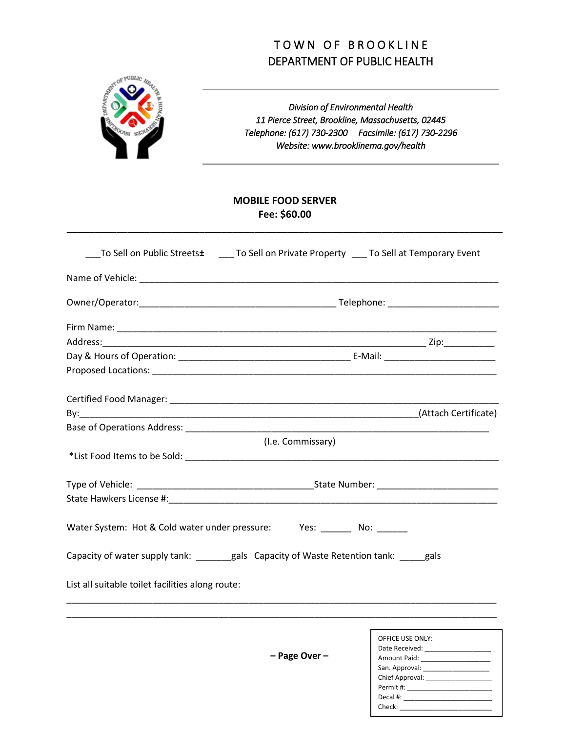# TOWN OF BROOKLINE
## DEPARTMENT OF PUBLIC HEALTH

*Division of Environmental Health*
*11 Pierce Street, Brookline, Massachusetts, 02445*
*Telephone: (617) 730-2300 Facsimile: (617) 730-2296*
*Website: www.brooklinema.gov/health*

**MOBILE FOOD SERVER**
**Fee: $60.00**

___To Sell on Public Streets± ___ To Sell on Private Property ___ To Sell at Temporary Event

Name of Vehicle: ______________________________________________

Owner/Operator:______________________________ Telephone: __________________

Firm Name: ______________________________________________
Address:______________________________________________ Zip:__________
Day & Hours of Operation: __________________________ E-Mail: __________________
Proposed Locations: ______________________________________________

Certified Food Manager: ______________________________________________
By:______________________________________________(Attach Certificate)
Base of Operations Address: ______________________________________________
(I.e. Commissary)
*List Food Items to be Sold: ______________________________________________

Type of Vehicle: __________________________State Number: __________________
State Hawkers License #:______________________________________________

Water System: Hot & Cold water under pressure: Yes: ______ No: ______

Capacity of water supply tank: _______gals Capacity of Waste Retention tank: _____gals

List all suitable toilet facilities along route:

______________________________________________
______________________________________________

**– Page Over –**

OFFICE USE ONLY:
Date Received: ________________
Amount Paid: ________________
San. Approval: ________________
Chief Approval: ________________
Permit #: ________________
Decal #: ________________
Check: ________________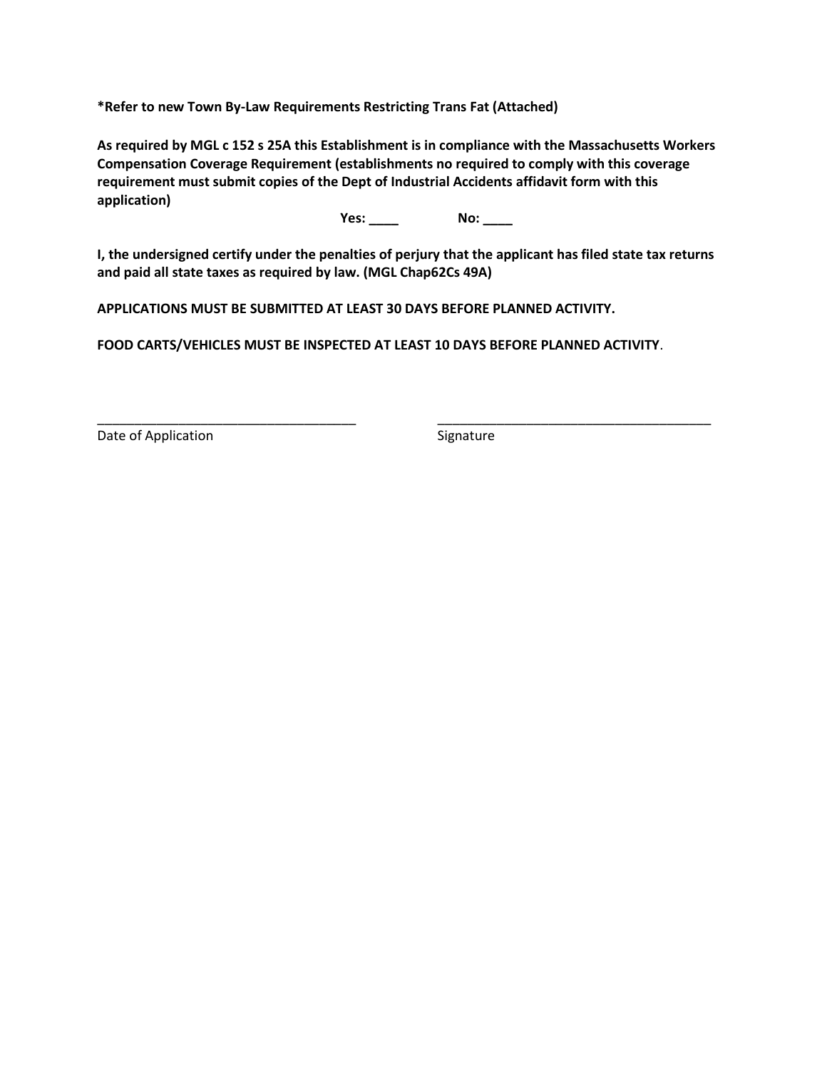**\*Refer to new Town By-Law Requirements Restricting Trans Fat (Attached)**

**As required by MGL c 152 s 25A this Establishment is in compliance with the Massachusetts Workers Compensation Coverage Requirement (establishments no required to comply with this coverage requirement must submit copies of the Dept of Industrial Accidents affidavit form with this application)**

**Yes: ____ No: ____**

**I, the undersigned certify under the penalties of perjury that the applicant has filed state tax returns and paid all state taxes as required by law. (MGL Chap62Cs 49A)**

**APPLICATIONS MUST BE SUBMITTED AT LEAST 30 DAYS BEFORE PLANNED ACTIVITY.**

**FOOD CARTS/VEHICLES MUST BE INSPECTED AT LEAST 10 DAYS BEFORE PLANNED ACTIVITY**.

_____________________________________ _____________________________________

Date of Application Signature